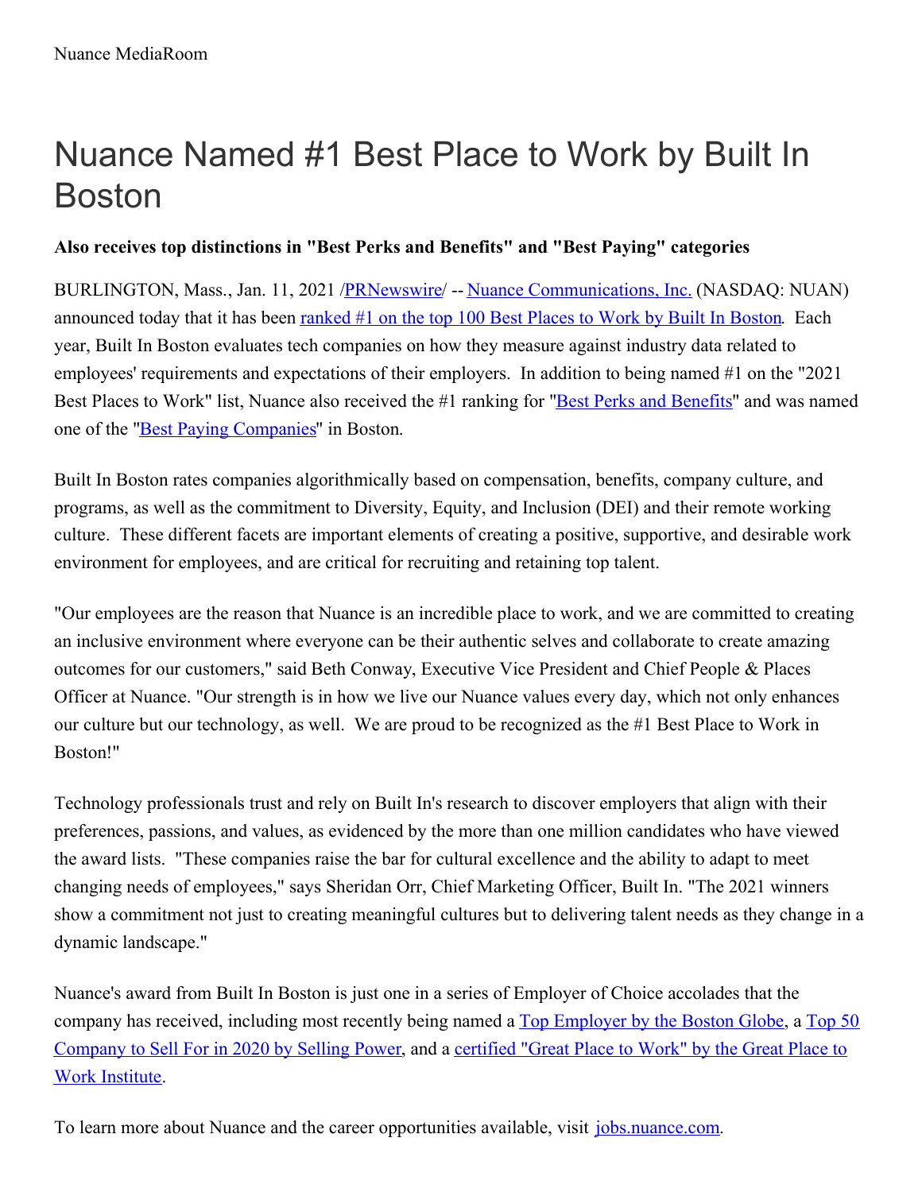Nuance MediaRoom

# Nuance Named #1 Best Place to Work by Built In Boston

**Also receives top distinctions in "Best Perks and Benefits" and "Best Paying" categories**

BURLINGTON, Mass., Jan. 11, 2021 /PRNewswire/ -- Nuance Communications, Inc. (NASDAQ: NUAN) announced today that it has been ranked #1 on the top 100 Best Places to Work by Built In Boston. Each year, Built In Boston evaluates tech companies on how they measure against industry data related to employees' requirements and expectations of their employers. In addition to being named #1 on the "2021 Best Places to Work" list, Nuance also received the #1 ranking for "Best Perks and Benefits" and was named one of the "Best Paying Companies" in Boston.

Built In Boston rates companies algorithmically based on compensation, benefits, company culture, and programs, as well as the commitment to Diversity, Equity, and Inclusion (DEI) and their remote working culture. These different facets are important elements of creating a positive, supportive, and desirable work environment for employees, and are critical for recruiting and retaining top talent.

"Our employees are the reason that Nuance is an incredible place to work, and we are committed to creating an inclusive environment where everyone can be their authentic selves and collaborate to create amazing outcomes for our customers," said Beth Conway, Executive Vice President and Chief People & Places Officer at Nuance. "Our strength is in how we live our Nuance values every day, which not only enhances our culture but our technology, as well. We are proud to be recognized as the #1 Best Place to Work in Boston!"

Technology professionals trust and rely on Built In's research to discover employers that align with their preferences, passions, and values, as evidenced by the more than one million candidates who have viewed the award lists. "These companies raise the bar for cultural excellence and the ability to adapt to meet changing needs of employees," says Sheridan Orr, Chief Marketing Officer, Built In. "The 2021 winners show a commitment not just to creating meaningful cultures but to delivering talent needs as they change in a dynamic landscape."

Nuance's award from Built In Boston is just one in a series of Employer of Choice accolades that the company has received, including most recently being named a Top Employer by the Boston Globe, a Top 50 Company to Sell For in 2020 by Selling Power, and a certified "Great Place to Work" by the Great Place to Work Institute.

To learn more about Nuance and the career opportunities available, visit jobs.nuance.com.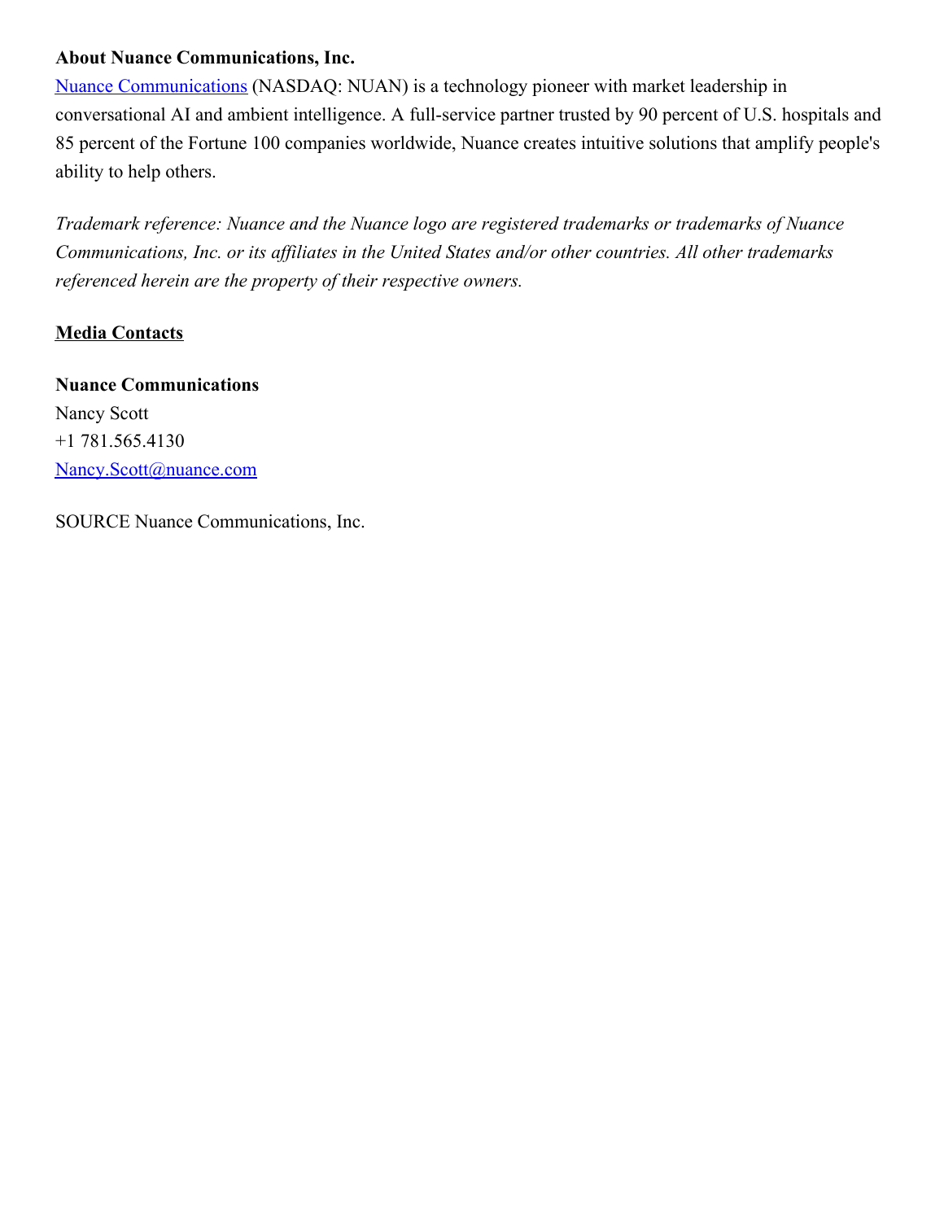**About Nuance Communications, Inc.**

[Nuance Communications](https://www.nuance.com) (NASDAQ: NUAN) is a technology pioneer with market leadership in conversational AI and ambient intelligence. A full-service partner trusted by 90 percent of U.S. hospitals and 85 percent of the Fortune 100 companies worldwide, Nuance creates intuitive solutions that amplify people's ability to help others.

*Trademark reference: Nuance and the Nuance logo are registered trademarks or trademarks of Nuance Communications, Inc. or its affiliates in the United States and/or other countries. All other trademarks referenced herein are the property of their respective owners.*

**Media Contacts**

**Nuance Communications**
Nancy Scott
+1 781.565.4130
Nancy.Scott@nuance.com

SOURCE Nuance Communications, Inc.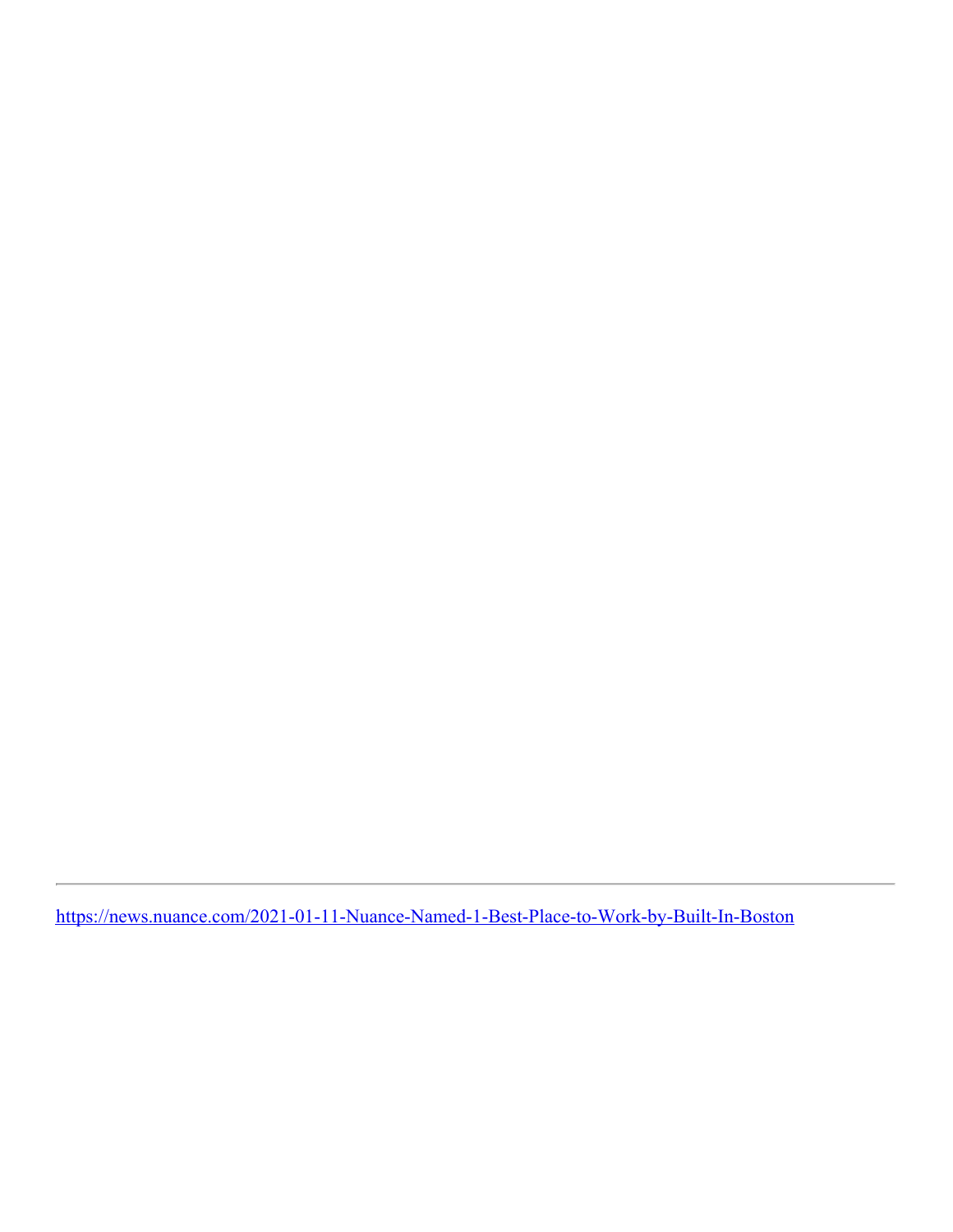---

https://news.nuance.com/2021-01-11-Nuance-Named-1-Best-Place-to-Work-by-Built-In-Boston